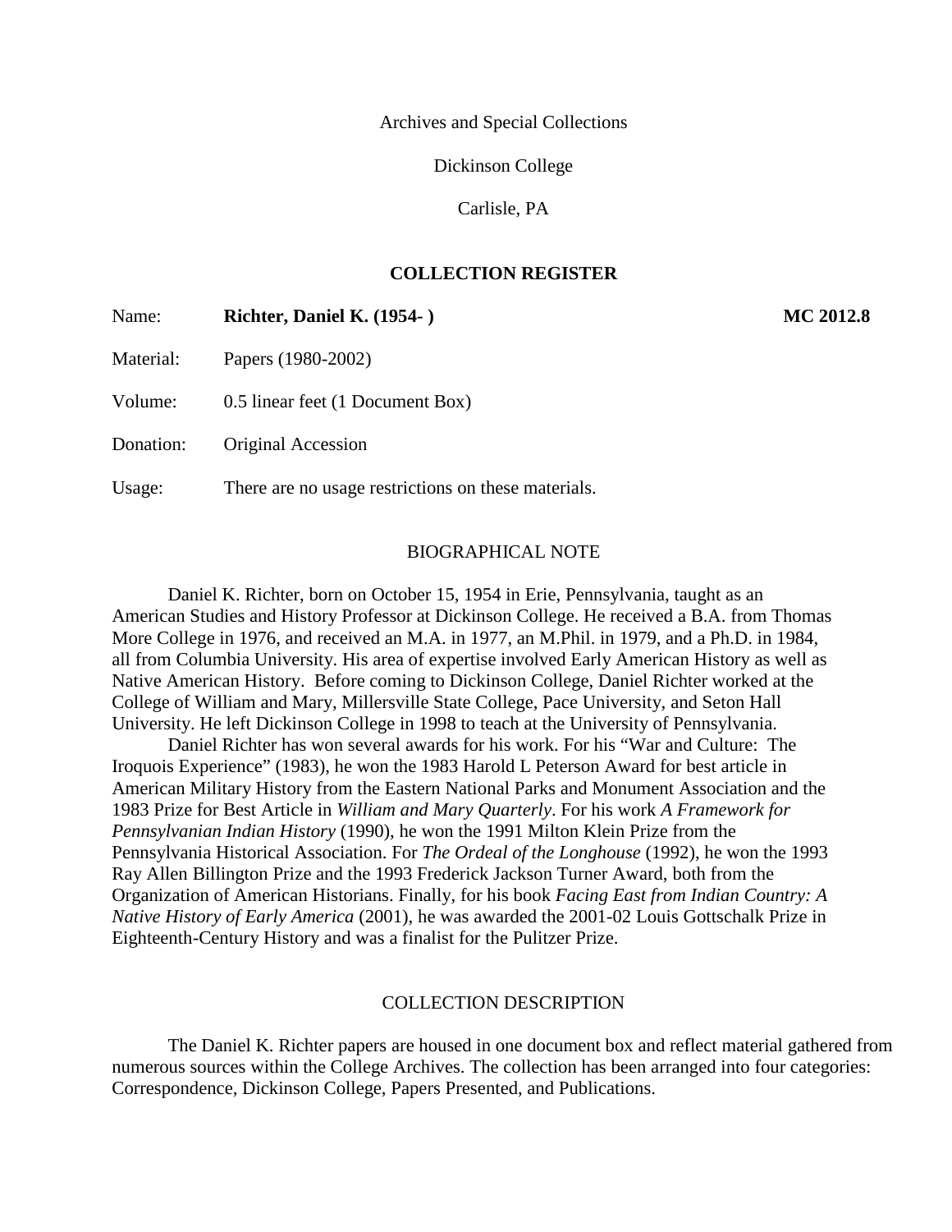Archives and Special Collections

Dickinson College

Carlisle, PA

## COLLECTION REGISTER

| | | |
|---|---|---|
| Name: | **Richter, Daniel K. (1954- )** | **MC 2012.8** |
| Material: | Papers (1980-2002) | |
| Volume: | 0.5 linear feet (1 Document Box) | |
| Donation: | Original Accession | |
| Usage: | There are no usage restrictions on these materials. | |

### BIOGRAPHICAL NOTE

Daniel K. Richter, born on October 15, 1954 in Erie, Pennsylvania, taught as an American Studies and History Professor at Dickinson College. He received a B.A. from Thomas More College in 1976, and received an M.A. in 1977, an M.Phil. in 1979, and a Ph.D. in 1984, all from Columbia University. His area of expertise involved Early American History as well as Native American History. Before coming to Dickinson College, Daniel Richter worked at the College of William and Mary, Millersville State College, Pace University, and Seton Hall University. He left Dickinson College in 1998 to teach at the University of Pennsylvania.

Daniel Richter has won several awards for his work. For his "War and Culture: The Iroquois Experience" (1983), he won the 1983 Harold L Peterson Award for best article in American Military History from the Eastern National Parks and Monument Association and the 1983 Prize for Best Article in *William and Mary Quarterly*. For his work *A Framework for Pennsylvanian Indian History* (1990), he won the 1991 Milton Klein Prize from the Pennsylvania Historical Association. For *The Ordeal of the Longhouse* (1992), he won the 1993 Ray Allen Billington Prize and the 1993 Frederick Jackson Turner Award, both from the Organization of American Historians. Finally, for his book *Facing East from Indian Country: A Native History of Early America* (2001), he was awarded the 2001-02 Louis Gottschalk Prize in Eighteenth-Century History and was a finalist for the Pulitzer Prize.

### COLLECTION DESCRIPTION

The Daniel K. Richter papers are housed in one document box and reflect material gathered from numerous sources within the College Archives. The collection has been arranged into four categories: Correspondence, Dickinson College, Papers Presented, and Publications.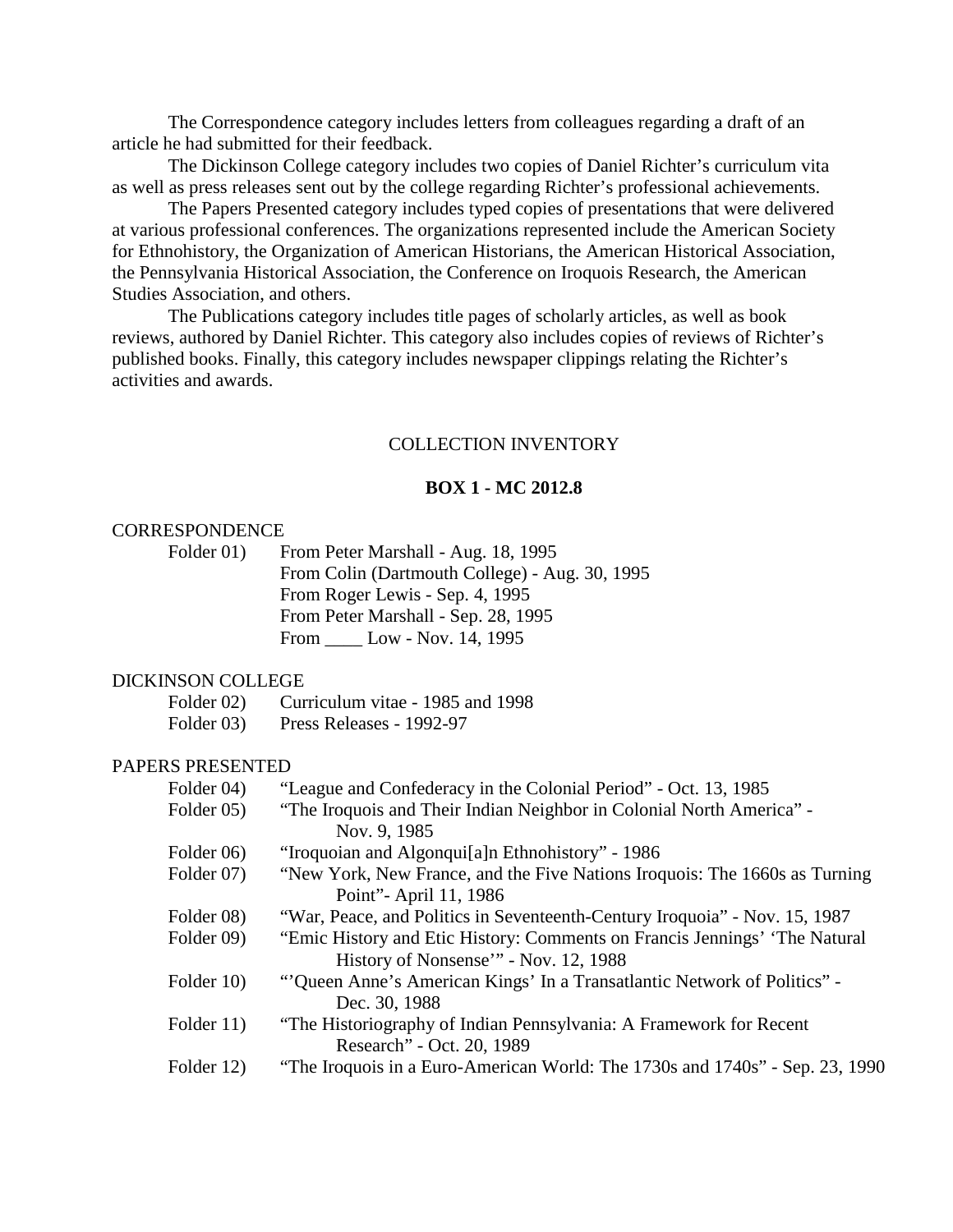The Correspondence category includes letters from colleagues regarding a draft of an article he had submitted for their feedback.

The Dickinson College category includes two copies of Daniel Richter's curriculum vita as well as press releases sent out by the college regarding Richter's professional achievements.

The Papers Presented category includes typed copies of presentations that were delivered at various professional conferences. The organizations represented include the American Society for Ethnohistory, the Organization of American Historians, the American Historical Association, the Pennsylvania Historical Association, the Conference on Iroquois Research, the American Studies Association, and others.

The Publications category includes title pages of scholarly articles, as well as book reviews, authored by Daniel Richter. This category also includes copies of reviews of Richter's published books. Finally, this category includes newspaper clippings relating the Richter's activities and awards.

## COLLECTION INVENTORY

### BOX 1 - MC 2012.8

CORRESPONDENCE

Folder 01) From Peter Marshall - Aug. 18, 1995
From Colin (Dartmouth College) - Aug. 30, 1995
From Roger Lewis - Sep. 4, 1995
From Peter Marshall - Sep. 28, 1995
From ____ Low - Nov. 14, 1995

DICKINSON COLLEGE

Folder 02) Curriculum vitae - 1985 and 1998
Folder 03) Press Releases - 1992-97

PAPERS PRESENTED

Folder 04) "League and Confederacy in the Colonial Period" - Oct. 13, 1985
Folder 05) "The Iroquois and Their Indian Neighbor in Colonial North America" - Nov. 9, 1985
Folder 06) "Iroquoian and Algonqui[a]n Ethnohistory" - 1986
Folder 07) "New York, New France, and the Five Nations Iroquois: The 1660s as Turning Point"- April 11, 1986
Folder 08) "War, Peace, and Politics in Seventeenth-Century Iroquoia" - Nov. 15, 1987
Folder 09) "Emic History and Etic History: Comments on Francis Jennings' 'The Natural History of Nonsense'" - Nov. 12, 1988
Folder 10) "'Queen Anne's American Kings' In a Transatlantic Network of Politics" - Dec. 30, 1988
Folder 11) "The Historiography of Indian Pennsylvania: A Framework for Recent Research" - Oct. 20, 1989
Folder 12) "The Iroquois in a Euro-American World: The 1730s and 1740s" - Sep. 23, 1990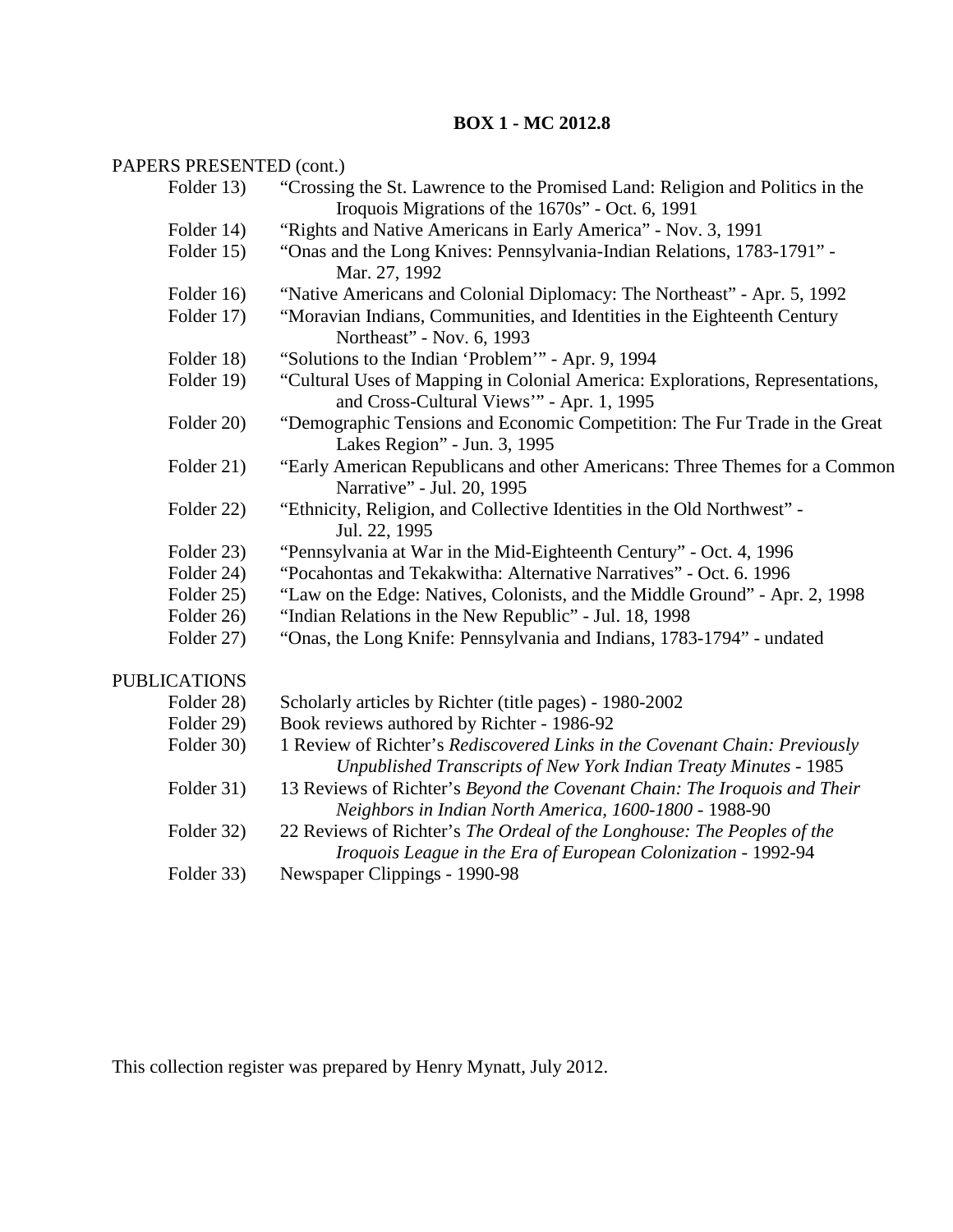**BOX 1 - MC 2012.8**

PAPERS PRESENTED (cont.)

- Folder 13) "Crossing the St. Lawrence to the Promised Land: Religion and Politics in the Iroquois Migrations of the 1670s" - Oct. 6, 1991
- Folder 14) "Rights and Native Americans in Early America" - Nov. 3, 1991
- Folder 15) "Onas and the Long Knives: Pennsylvania-Indian Relations, 1783-1791" - Mar. 27, 1992
- Folder 16) "Native Americans and Colonial Diplomacy: The Northeast" - Apr. 5, 1992
- Folder 17) "Moravian Indians, Communities, and Identities in the Eighteenth Century Northeast" - Nov. 6, 1993
- Folder 18) "Solutions to the Indian 'Problem'" - Apr. 9, 1994
- Folder 19) "Cultural Uses of Mapping in Colonial America: Explorations, Representations, and Cross-Cultural Views'" - Apr. 1, 1995
- Folder 20) "Demographic Tensions and Economic Competition: The Fur Trade in the Great Lakes Region" - Jun. 3, 1995
- Folder 21) "Early American Republicans and other Americans: Three Themes for a Common Narrative" - Jul. 20, 1995
- Folder 22) "Ethnicity, Religion, and Collective Identities in the Old Northwest" - Jul. 22, 1995
- Folder 23) "Pennsylvania at War in the Mid-Eighteenth Century" - Oct. 4, 1996
- Folder 24) "Pocahontas and Tekakwitha: Alternative Narratives" - Oct. 6. 1996
- Folder 25) "Law on the Edge: Natives, Colonists, and the Middle Ground" - Apr. 2, 1998
- Folder 26) "Indian Relations in the New Republic" - Jul. 18, 1998
- Folder 27) "Onas, the Long Knife: Pennsylvania and Indians, 1783-1794" - undated

PUBLICATIONS

- Folder 28) Scholarly articles by Richter (title pages) - 1980-2002
- Folder 29) Book reviews authored by Richter - 1986-92
- Folder 30) 1 Review of Richter's *Rediscovered Links in the Covenant Chain: Previously Unpublished Transcripts of New York Indian Treaty Minutes* - 1985
- Folder 31) 13 Reviews of Richter's *Beyond the Covenant Chain: The Iroquois and Their Neighbors in Indian North America, 1600-1800* - 1988-90
- Folder 32) 22 Reviews of Richter's *The Ordeal of the Longhouse: The Peoples of the Iroquois League in the Era of European Colonization* - 1992-94
- Folder 33) Newspaper Clippings - 1990-98

This collection register was prepared by Henry Mynatt, July 2012.